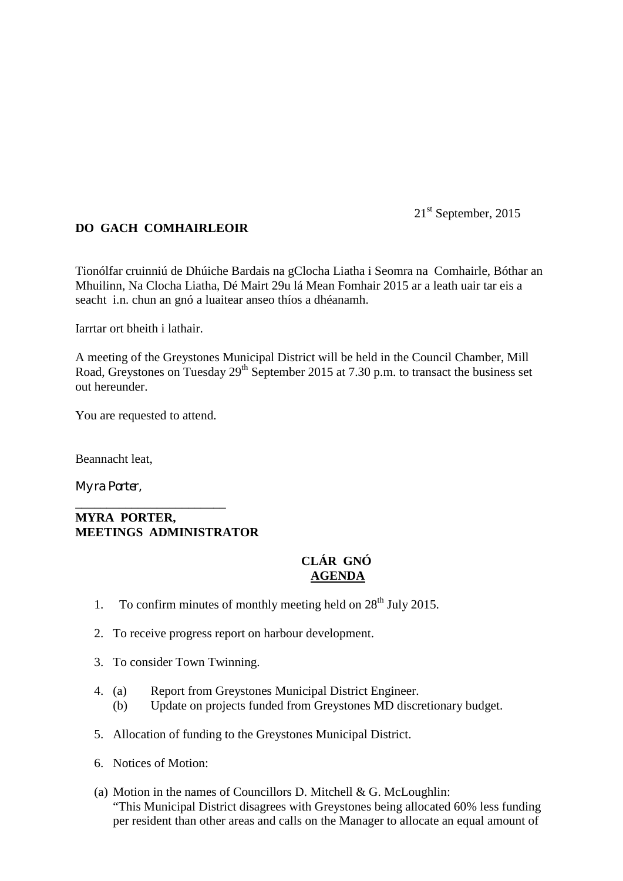21st September, 2015

**DO GACH COMHAIRLEOIR**

Tionólfar cruinniú de Dhúiche Bardais na gClocha Liatha i Seomra na Comhairle, Bóthar an Mhuilinn, Na Clocha Liatha, Dé Mairt 29u lá Mean Fomhair 2015 ar a leath uair tar eis a seacht i.n. chun an gnó a luaitear anseo thíos a dhéanamh.

Iarrtar ort bheith i lathair.

A meeting of the Greystones Municipal District will be held in the Council Chamber, Mill Road, Greystones on Tuesday 29th September 2015 at 7.30 p.m. to transact the business set out hereunder.

You are requested to attend.

Beannacht leat,

*Myra Porter,*

\_\_\_\_\_\_\_\_\_\_\_\_\_\_\_\_\_\_\_\_\_\_\_\_

**MYRA PORTER,**
**MEETINGS ADMINISTRATOR**

**CLÁR GNÓ**
**AGENDA**

1. To confirm minutes of monthly meeting held on 28th July 2015.

2. To receive progress report on harbour development.

3. To consider Town Twinning.

4. (a) Report from Greystones Municipal District Engineer.
   (b) Update on projects funded from Greystones MD discretionary budget.

5. Allocation of funding to the Greystones Municipal District.

6. Notices of Motion:

(a) Motion in the names of Councillors D. Mitchell & G. McLoughlin:
"This Municipal District disagrees with Greystones being allocated 60% less funding per resident than other areas and calls on the Manager to allocate an equal amount of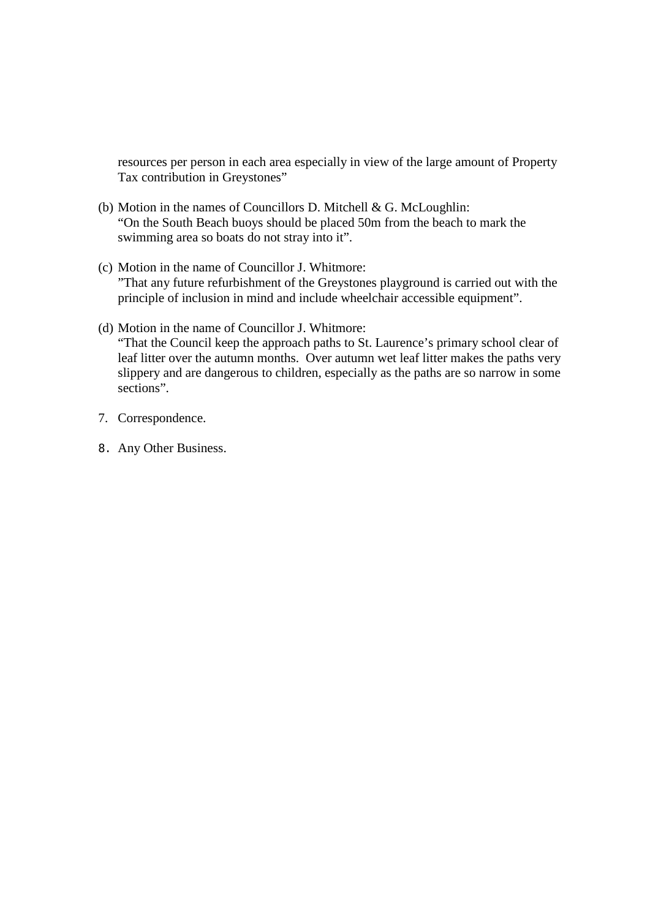resources per person in each area especially in view of the large amount of Property Tax contribution in Greystones"

(b) Motion in the names of Councillors D. Mitchell & G. McLoughlin:
"On the South Beach buoys should be placed 50m from the beach to mark the swimming area so boats do not stray into it".

(c) Motion in the name of Councillor J. Whitmore:
"That any future refurbishment of the Greystones playground is carried out with the principle of inclusion in mind and include wheelchair accessible equipment".

(d) Motion in the name of Councillor J. Whitmore:
"That the Council keep the approach paths to St. Laurence's primary school clear of leaf litter over the autumn months. Over autumn wet leaf litter makes the paths very slippery and are dangerous to children, especially as the paths are so narrow in some sections".

7. Correspondence.

8. Any Other Business.